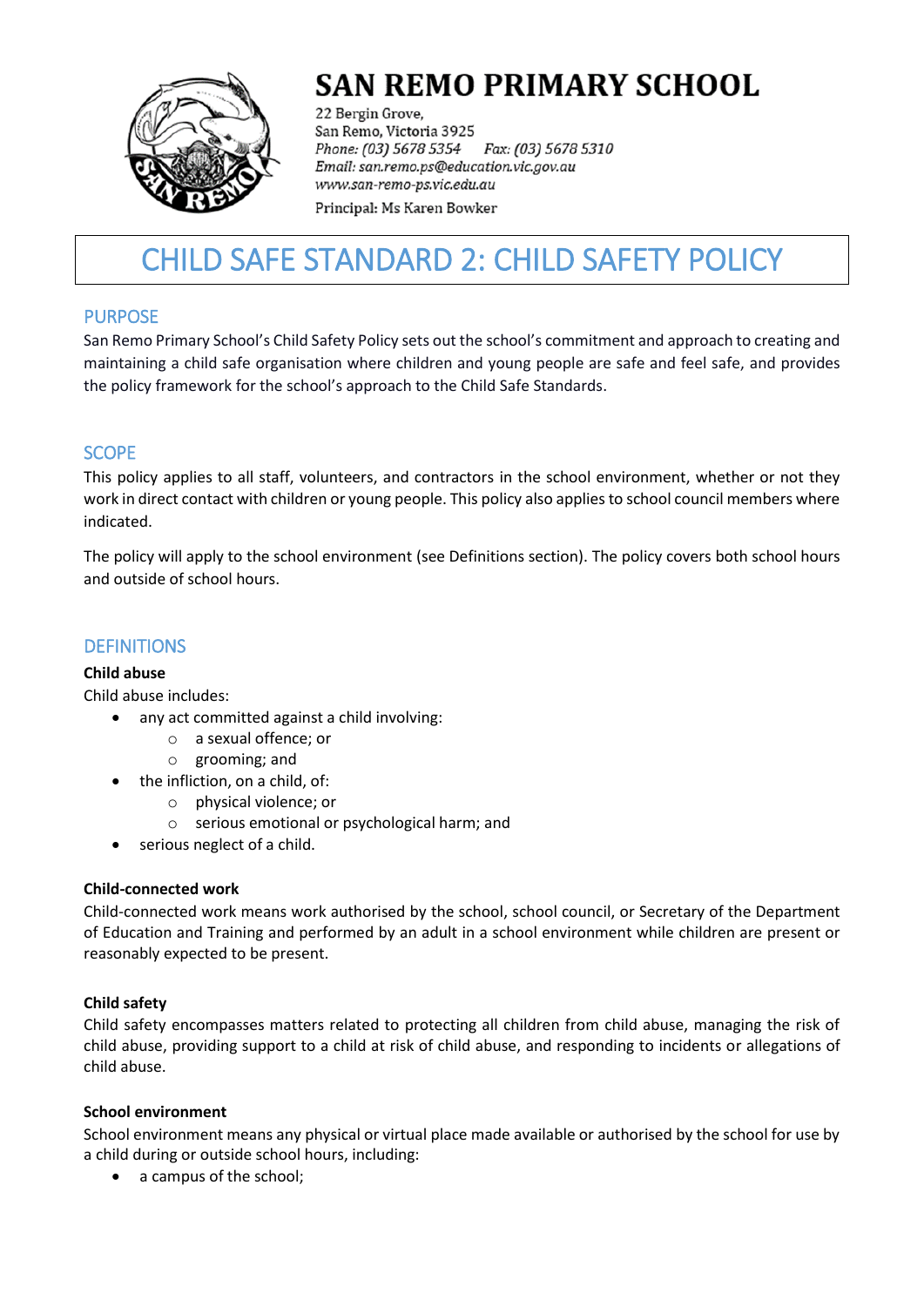# SAN REMO PRIMARY SCHOOL

22 Bergin Grove,
San Remo, Victoria 3925
*Phone: (03) 5678 5354 Fax: (03) 5678 5310*
*Email: san.remo.ps@education.vic.gov.au*
*www.san-remo-ps.vic.edu.au*
Principal: Ms Karen Bowker

# CHILD SAFE STANDARD 2: CHILD SAFETY POLICY

## PURPOSE

San Remo Primary School's Child Safety Policy sets out the school's commitment and approach to creating and maintaining a child safe organisation where children and young people are safe and feel safe, and provides the policy framework for the school's approach to the Child Safe Standards.

## SCOPE

This policy applies to all staff, volunteers, and contractors in the school environment, whether or not they work in direct contact with children or young people. This policy also applies to school council members where indicated.

The policy will apply to the school environment (see Definitions section). The policy covers both school hours and outside of school hours.

## DEFINITIONS

**Child abuse**

Child abuse includes:

- any act committed against a child involving:
  - a sexual offence; or
  - grooming; and
- the infliction, on a child, of:
  - physical violence; or
  - serious emotional or psychological harm; and
- serious neglect of a child.

**Child-connected work**

Child-connected work means work authorised by the school, school council, or Secretary of the Department of Education and Training and performed by an adult in a school environment while children are present or reasonably expected to be present.

**Child safety**

Child safety encompasses matters related to protecting all children from child abuse, managing the risk of child abuse, providing support to a child at risk of child abuse, and responding to incidents or allegations of child abuse.

**School environment**

School environment means any physical or virtual place made available or authorised by the school for use by a child during or outside school hours, including:

- a campus of the school;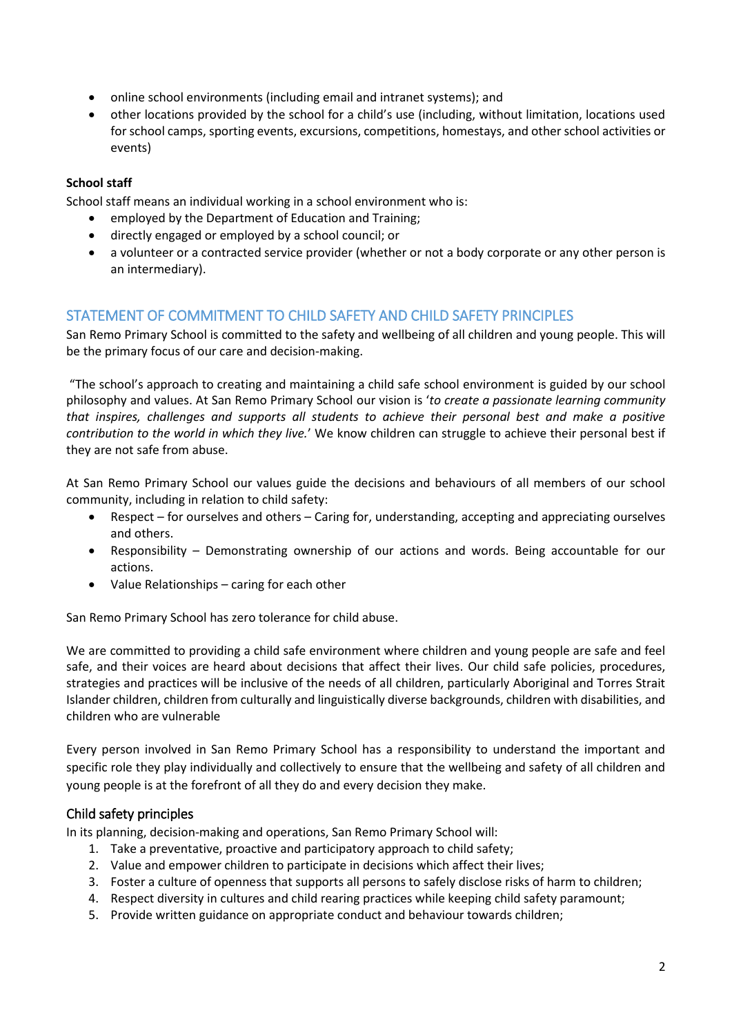- online school environments (including email and intranet systems); and
- other locations provided by the school for a child's use (including, without limitation, locations used for school camps, sporting events, excursions, competitions, homestays, and other school activities or events)

**School staff**

School staff means an individual working in a school environment who is:

- employed by the Department of Education and Training;
- directly engaged or employed by a school council; or
- a volunteer or a contracted service provider (whether or not a body corporate or any other person is an intermediary).

## STATEMENT OF COMMITMENT TO CHILD SAFETY AND CHILD SAFETY PRINCIPLES

San Remo Primary School is committed to the safety and wellbeing of all children and young people. This will be the primary focus of our care and decision-making.

"The school's approach to creating and maintaining a child safe school environment is guided by our school philosophy and values. At San Remo Primary School our vision is '*to create a passionate learning community that inspires, challenges and supports all students to achieve their personal best and make a positive contribution to the world in which they live.*' We know children can struggle to achieve their personal best if they are not safe from abuse.

At San Remo Primary School our values guide the decisions and behaviours of all members of our school community, including in relation to child safety:

- Respect – for ourselves and others – Caring for, understanding, accepting and appreciating ourselves and others.
- Responsibility – Demonstrating ownership of our actions and words. Being accountable for our actions.
- Value Relationships – caring for each other

San Remo Primary School has zero tolerance for child abuse.

We are committed to providing a child safe environment where children and young people are safe and feel safe, and their voices are heard about decisions that affect their lives. Our child safe policies, procedures, strategies and practices will be inclusive of the needs of all children, particularly Aboriginal and Torres Strait Islander children, children from culturally and linguistically diverse backgrounds, children with disabilities, and children who are vulnerable

Every person involved in San Remo Primary School has a responsibility to understand the important and specific role they play individually and collectively to ensure that the wellbeing and safety of all children and young people is at the forefront of all they do and every decision they make.

### Child safety principles

In its planning, decision-making and operations, San Remo Primary School will:

1. Take a preventative, proactive and participatory approach to child safety;
2. Value and empower children to participate in decisions which affect their lives;
3. Foster a culture of openness that supports all persons to safely disclose risks of harm to children;
4. Respect diversity in cultures and child rearing practices while keeping child safety paramount;
5. Provide written guidance on appropriate conduct and behaviour towards children;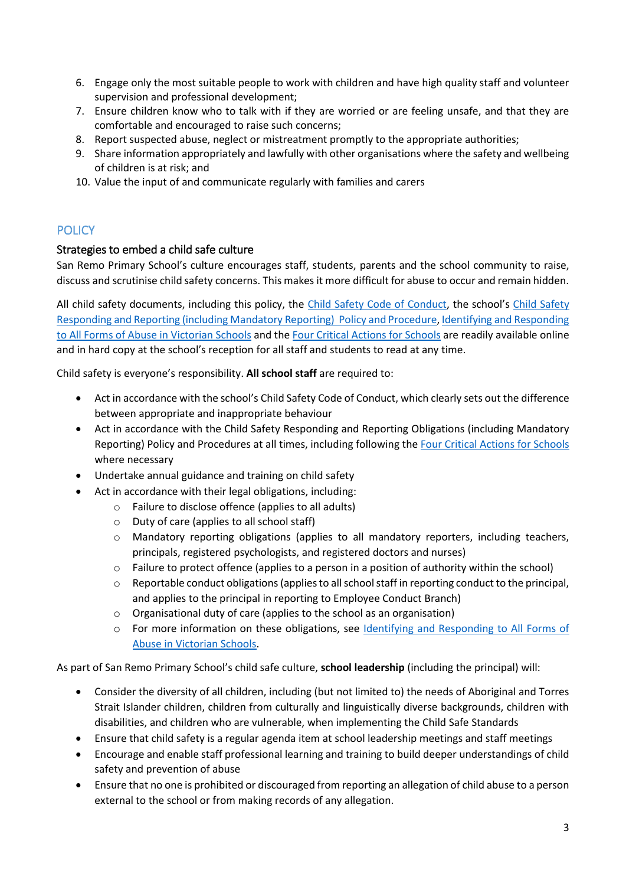6. Engage only the most suitable people to work with children and have high quality staff and volunteer supervision and professional development;
7. Ensure children know who to talk with if they are worried or are feeling unsafe, and that they are comfortable and encouraged to raise such concerns;
8. Report suspected abuse, neglect or mistreatment promptly to the appropriate authorities;
9. Share information appropriately and lawfully with other organisations where the safety and wellbeing of children is at risk; and
10. Value the input of and communicate regularly with families and carers

## POLICY

### Strategies to embed a child safe culture

San Remo Primary School's culture encourages staff, students, parents and the school community to raise, discuss and scrutinise child safety concerns. This makes it more difficult for abuse to occur and remain hidden.

All child safety documents, including this policy, the Child Safety Code of Conduct, the school's Child Safety Responding and Reporting (including Mandatory Reporting) Policy and Procedure, Identifying and Responding to All Forms of Abuse in Victorian Schools and the Four Critical Actions for Schools are readily available online and in hard copy at the school's reception for all staff and students to read at any time.

Child safety is everyone's responsibility. **All school staff** are required to:

- Act in accordance with the school's Child Safety Code of Conduct, which clearly sets out the difference between appropriate and inappropriate behaviour
- Act in accordance with the Child Safety Responding and Reporting Obligations (including Mandatory Reporting) Policy and Procedures at all times, including following the Four Critical Actions for Schools where necessary
- Undertake annual guidance and training on child safety
- Act in accordance with their legal obligations, including:
  - Failure to disclose offence (applies to all adults)
  - Duty of care (applies to all school staff)
  - Mandatory reporting obligations (applies to all mandatory reporters, including teachers, principals, registered psychologists, and registered doctors and nurses)
  - Failure to protect offence (applies to a person in a position of authority within the school)
  - Reportable conduct obligations (applies to all school staff in reporting conduct to the principal, and applies to the principal in reporting to Employee Conduct Branch)
  - Organisational duty of care (applies to the school as an organisation)
  - For more information on these obligations, see Identifying and Responding to All Forms of Abuse in Victorian Schools.

As part of San Remo Primary School's child safe culture, **school leadership** (including the principal) will:

- Consider the diversity of all children, including (but not limited to) the needs of Aboriginal and Torres Strait Islander children, children from culturally and linguistically diverse backgrounds, children with disabilities, and children who are vulnerable, when implementing the Child Safe Standards
- Ensure that child safety is a regular agenda item at school leadership meetings and staff meetings
- Encourage and enable staff professional learning and training to build deeper understandings of child safety and prevention of abuse
- Ensure that no one is prohibited or discouraged from reporting an allegation of child abuse to a person external to the school or from making records of any allegation.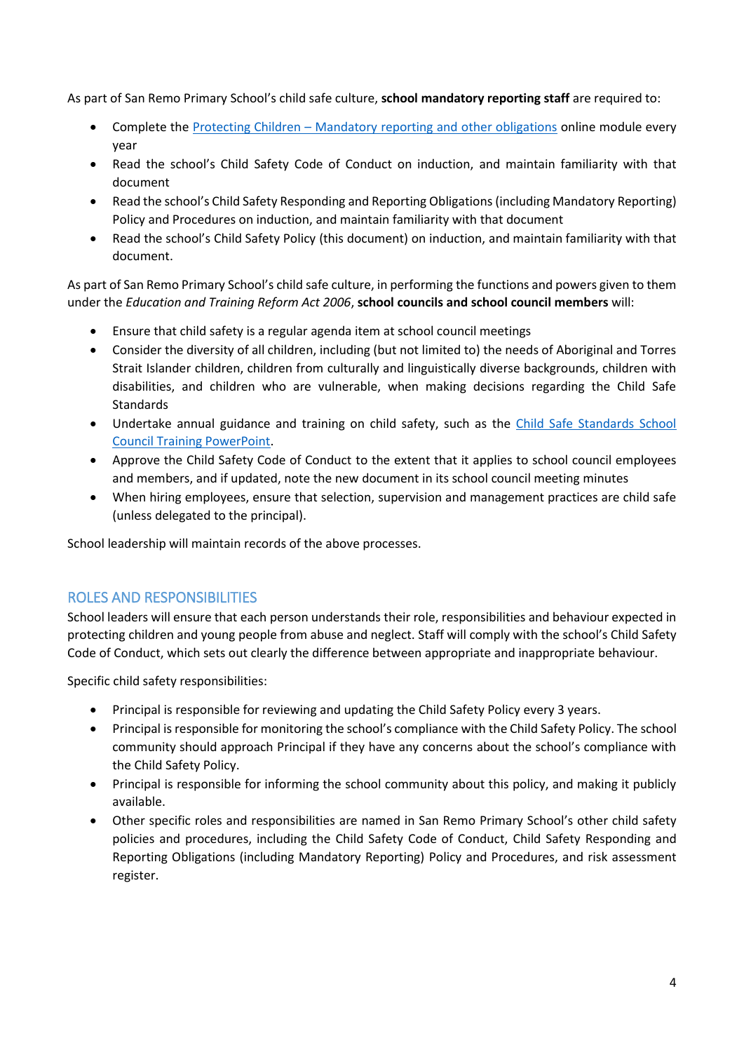As part of San Remo Primary School's child safe culture, **school mandatory reporting staff** are required to:

- Complete the Protecting Children – Mandatory reporting and other obligations online module every year
- Read the school's Child Safety Code of Conduct on induction, and maintain familiarity with that document
- Read the school's Child Safety Responding and Reporting Obligations (including Mandatory Reporting) Policy and Procedures on induction, and maintain familiarity with that document
- Read the school's Child Safety Policy (this document) on induction, and maintain familiarity with that document.

As part of San Remo Primary School's child safe culture, in performing the functions and powers given to them under the *Education and Training Reform Act 2006*, **school councils and school council members** will:

- Ensure that child safety is a regular agenda item at school council meetings
- Consider the diversity of all children, including (but not limited to) the needs of Aboriginal and Torres Strait Islander children, children from culturally and linguistically diverse backgrounds, children with disabilities, and children who are vulnerable, when making decisions regarding the Child Safe Standards
- Undertake annual guidance and training on child safety, such as the Child Safe Standards School Council Training PowerPoint.
- Approve the Child Safety Code of Conduct to the extent that it applies to school council employees and members, and if updated, note the new document in its school council meeting minutes
- When hiring employees, ensure that selection, supervision and management practices are child safe (unless delegated to the principal).

School leadership will maintain records of the above processes.

## ROLES AND RESPONSIBILITIES

School leaders will ensure that each person understands their role, responsibilities and behaviour expected in protecting children and young people from abuse and neglect. Staff will comply with the school's Child Safety Code of Conduct, which sets out clearly the difference between appropriate and inappropriate behaviour.

Specific child safety responsibilities:

- Principal is responsible for reviewing and updating the Child Safety Policy every 3 years.
- Principal is responsible for monitoring the school's compliance with the Child Safety Policy. The school community should approach Principal if they have any concerns about the school's compliance with the Child Safety Policy.
- Principal is responsible for informing the school community about this policy, and making it publicly available.
- Other specific roles and responsibilities are named in San Remo Primary School's other child safety policies and procedures, including the Child Safety Code of Conduct, Child Safety Responding and Reporting Obligations (including Mandatory Reporting) Policy and Procedures, and risk assessment register.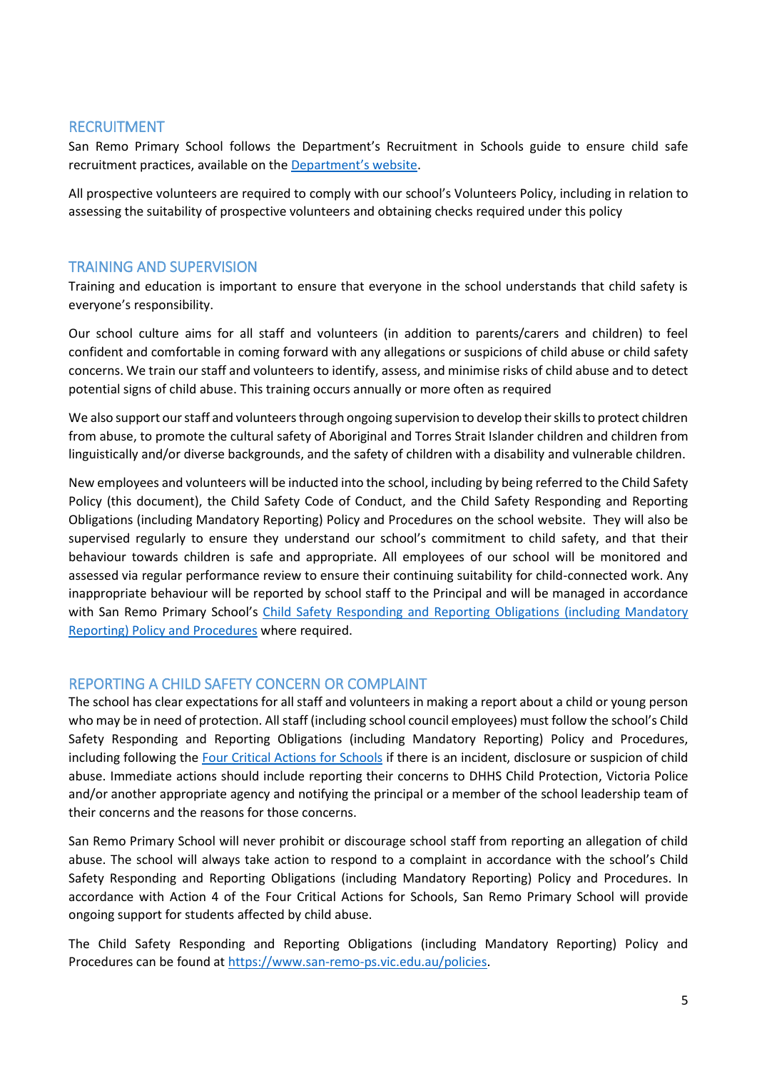## RECRUITMENT

San Remo Primary School follows the Department's Recruitment in Schools guide to ensure child safe recruitment practices, available on the [Department's website](https://www.education.vic.gov.au).

All prospective volunteers are required to comply with our school's Volunteers Policy, including in relation to assessing the suitability of prospective volunteers and obtaining checks required under this policy

## TRAINING AND SUPERVISION

Training and education is important to ensure that everyone in the school understands that child safety is everyone's responsibility.

Our school culture aims for all staff and volunteers (in addition to parents/carers and children) to feel confident and comfortable in coming forward with any allegations or suspicions of child abuse or child safety concerns. We train our staff and volunteers to identify, assess, and minimise risks of child abuse and to detect potential signs of child abuse. This training occurs annually or more often as required

We also support our staff and volunteers through ongoing supervision to develop their skills to protect children from abuse, to promote the cultural safety of Aboriginal and Torres Strait Islander children and children from linguistically and/or diverse backgrounds, and the safety of children with a disability and vulnerable children.

New employees and volunteers will be inducted into the school, including by being referred to the Child Safety Policy (this document), the Child Safety Code of Conduct, and the Child Safety Responding and Reporting Obligations (including Mandatory Reporting) Policy and Procedures on the school website. They will also be supervised regularly to ensure they understand our school's commitment to child safety, and that their behaviour towards children is safe and appropriate. All employees of our school will be monitored and assessed via regular performance review to ensure their continuing suitability for child-connected work. Any inappropriate behaviour will be reported by school staff to the Principal and will be managed in accordance with San Remo Primary School's Child Safety Responding and Reporting Obligations (including Mandatory Reporting) Policy and Procedures where required.

## REPORTING A CHILD SAFETY CONCERN OR COMPLAINT

The school has clear expectations for all staff and volunteers in making a report about a child or young person who may be in need of protection. All staff (including school council employees) must follow the school's Child Safety Responding and Reporting Obligations (including Mandatory Reporting) Policy and Procedures, including following the Four Critical Actions for Schools if there is an incident, disclosure or suspicion of child abuse. Immediate actions should include reporting their concerns to DHHS Child Protection, Victoria Police and/or another appropriate agency and notifying the principal or a member of the school leadership team of their concerns and the reasons for those concerns.

San Remo Primary School will never prohibit or discourage school staff from reporting an allegation of child abuse. The school will always take action to respond to a complaint in accordance with the school's Child Safety Responding and Reporting Obligations (including Mandatory Reporting) Policy and Procedures. In accordance with Action 4 of the Four Critical Actions for Schools, San Remo Primary School will provide ongoing support for students affected by child abuse.

The Child Safety Responding and Reporting Obligations (including Mandatory Reporting) Policy and Procedures can be found at https://www.san-remo-ps.vic.edu.au/policies.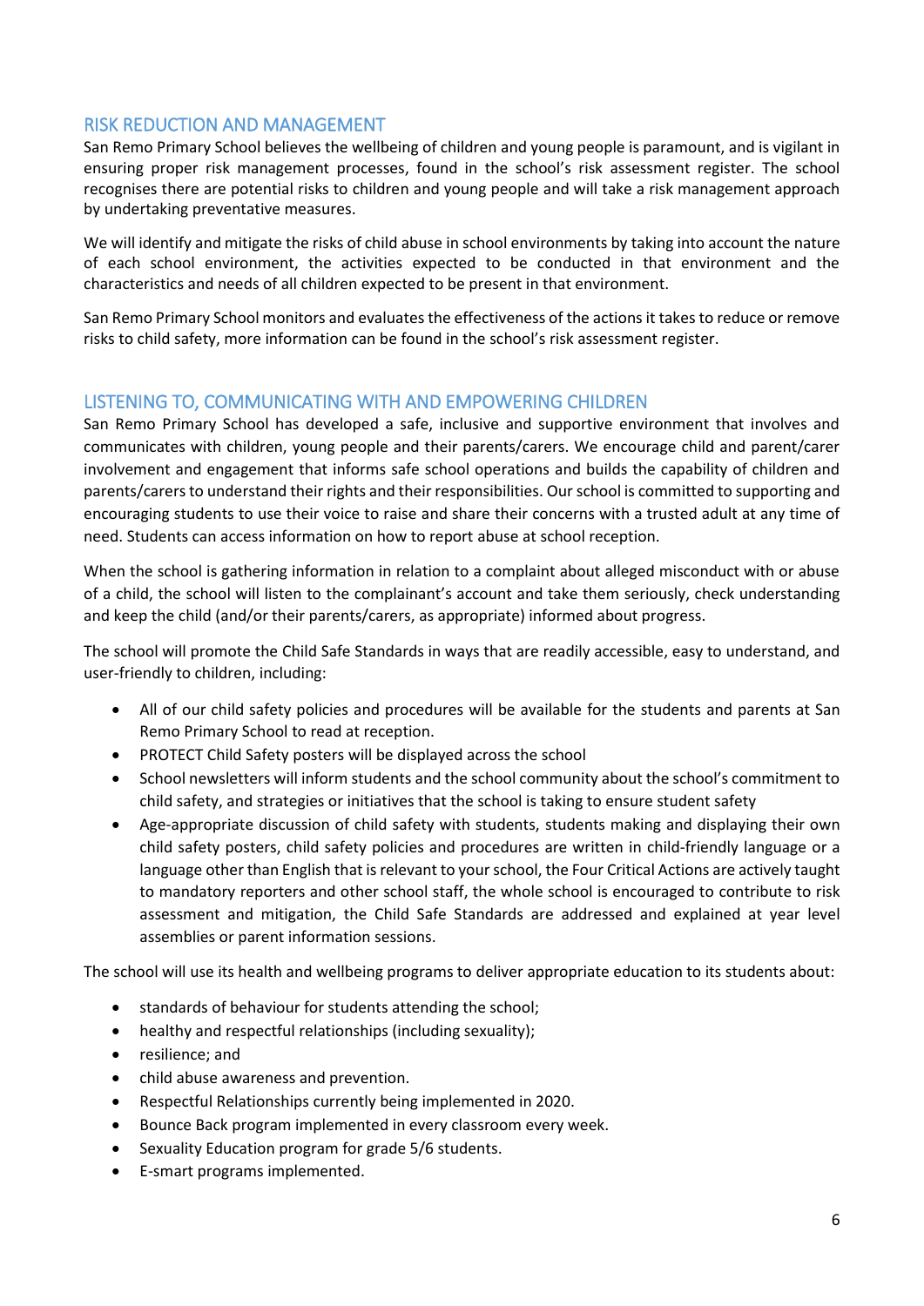## RISK REDUCTION AND MANAGEMENT

San Remo Primary School believes the wellbeing of children and young people is paramount, and is vigilant in ensuring proper risk management processes, found in the school's risk assessment register. The school recognises there are potential risks to children and young people and will take a risk management approach by undertaking preventative measures.

We will identify and mitigate the risks of child abuse in school environments by taking into account the nature of each school environment, the activities expected to be conducted in that environment and the characteristics and needs of all children expected to be present in that environment.

San Remo Primary School monitors and evaluates the effectiveness of the actions it takes to reduce or remove risks to child safety, more information can be found in the school's risk assessment register.

## LISTENING TO, COMMUNICATING WITH AND EMPOWERING CHILDREN

San Remo Primary School has developed a safe, inclusive and supportive environment that involves and communicates with children, young people and their parents/carers. We encourage child and parent/carer involvement and engagement that informs safe school operations and builds the capability of children and parents/carers to understand their rights and their responsibilities. Our school is committed to supporting and encouraging students to use their voice to raise and share their concerns with a trusted adult at any time of need. Students can access information on how to report abuse at school reception.

When the school is gathering information in relation to a complaint about alleged misconduct with or abuse of a child, the school will listen to the complainant's account and take them seriously, check understanding and keep the child (and/or their parents/carers, as appropriate) informed about progress.

The school will promote the Child Safe Standards in ways that are readily accessible, easy to understand, and user-friendly to children, including:

- All of our child safety policies and procedures will be available for the students and parents at San Remo Primary School to read at reception.
- PROTECT Child Safety posters will be displayed across the school
- School newsletters will inform students and the school community about the school's commitment to child safety, and strategies or initiatives that the school is taking to ensure student safety
- Age-appropriate discussion of child safety with students, students making and displaying their own child safety posters, child safety policies and procedures are written in child-friendly language or a language other than English that is relevant to your school, the Four Critical Actions are actively taught to mandatory reporters and other school staff, the whole school is encouraged to contribute to risk assessment and mitigation, the Child Safe Standards are addressed and explained at year level assemblies or parent information sessions.

The school will use its health and wellbeing programs to deliver appropriate education to its students about:

- standards of behaviour for students attending the school;
- healthy and respectful relationships (including sexuality);
- resilience; and
- child abuse awareness and prevention.
- Respectful Relationships currently being implemented in 2020.
- Bounce Back program implemented in every classroom every week.
- Sexuality Education program for grade 5/6 students.
- E-smart programs implemented.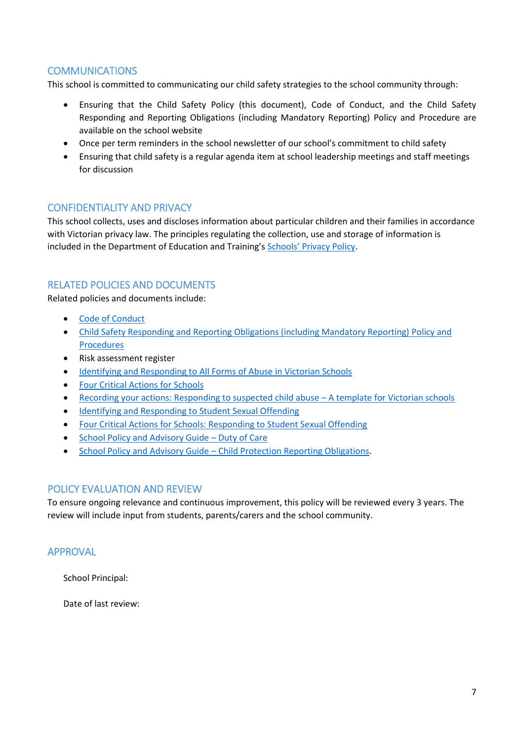## COMMUNICATIONS

This school is committed to communicating our child safety strategies to the school community through:

- Ensuring that the Child Safety Policy (this document), Code of Conduct, and the Child Safety Responding and Reporting Obligations (including Mandatory Reporting) Policy and Procedure are available on the school website
- Once per term reminders in the school newsletter of our school's commitment to child safety
- Ensuring that child safety is a regular agenda item at school leadership meetings and staff meetings for discussion

## CONFIDENTIALITY AND PRIVACY

This school collects, uses and discloses information about particular children and their families in accordance with Victorian privacy law. The principles regulating the collection, use and storage of information is included in the Department of Education and Training's Schools' Privacy Policy.

## RELATED POLICIES AND DOCUMENTS

Related policies and documents include:

- Code of Conduct
- Child Safety Responding and Reporting Obligations (including Mandatory Reporting) Policy and Procedures
- Risk assessment register
- Identifying and Responding to All Forms of Abuse in Victorian Schools
- Four Critical Actions for Schools
- Recording your actions: Responding to suspected child abuse – A template for Victorian schools
- Identifying and Responding to Student Sexual Offending
- Four Critical Actions for Schools: Responding to Student Sexual Offending
- School Policy and Advisory Guide – Duty of Care
- School Policy and Advisory Guide – Child Protection Reporting Obligations.

## POLICY EVALUATION AND REVIEW

To ensure ongoing relevance and continuous improvement, this policy will be reviewed every 3 years. The review will include input from students, parents/carers and the school community.

## APPROVAL

School Principal:

Date of last review: